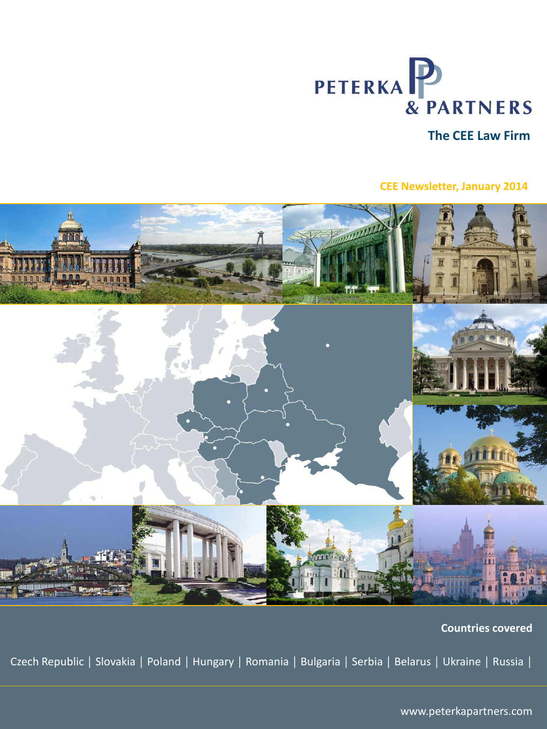# PETERKA & PARTNERS

## The CEE Law Firm

**CEE Newsletter, January 2014**

**Countries covered**

Czech Republic | Slovakia | Poland | Hungary | Romania | Bulgaria | Serbia | Belarus | Ukraine | Russia |

www.peterkapartners.com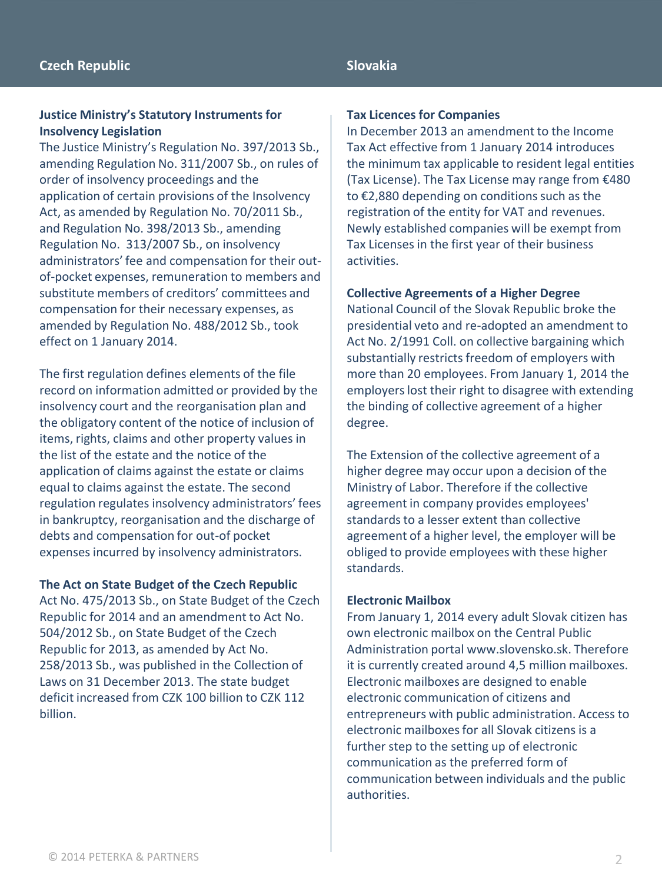## Czech Republic

### Justice Ministry's Statutory Instruments for Insolvency Legislation

The Justice Ministry's Regulation No. 397/2013 Sb., amending Regulation No. 311/2007 Sb., on rules of order of insolvency proceedings and the application of certain provisions of the Insolvency Act, as amended by Regulation No. 70/2011 Sb., and Regulation No. 398/2013 Sb., amending Regulation No. 313/2007 Sb., on insolvency administrators' fee and compensation for their out-of-pocket expenses, remuneration to members and substitute members of creditors' committees and compensation for their necessary expenses, as amended by Regulation No. 488/2012 Sb., took effect on 1 January 2014.

The first regulation defines elements of the file record on information admitted or provided by the insolvency court and the reorganisation plan and the obligatory content of the notice of inclusion of items, rights, claims and other property values in the list of the estate and the notice of the application of claims against the estate or claims equal to claims against the estate. The second regulation regulates insolvency administrators' fees in bankruptcy, reorganisation and the discharge of debts and compensation for out-of pocket expenses incurred by insolvency administrators.

### The Act on State Budget of the Czech Republic

Act No. 475/2013 Sb., on State Budget of the Czech Republic for 2014 and an amendment to Act No. 504/2012 Sb., on State Budget of the Czech Republic for 2013, as amended by Act No. 258/2013 Sb., was published in the Collection of Laws on 31 December 2013. The state budget deficit increased from CZK 100 billion to CZK 112 billion.

## Slovakia

### Tax Licences for Companies

In December 2013 an amendment to the Income Tax Act effective from 1 January 2014 introduces the minimum tax applicable to resident legal entities (Tax License). The Tax License may range from €480 to €2,880 depending on conditions such as the registration of the entity for VAT and revenues. Newly established companies will be exempt from Tax Licenses in the first year of their business activities.

### Collective Agreements of a Higher Degree

National Council of the Slovak Republic broke the presidential veto and re-adopted an amendment to Act No. 2/1991 Coll. on collective bargaining which substantially restricts freedom of employers with more than 20 employees. From January 1, 2014 the employers lost their right to disagree with extending the binding of collective agreement of a higher degree.

The Extension of the collective agreement of a higher degree may occur upon a decision of the Ministry of Labor. Therefore if the collective agreement in company provides employees' standards to a lesser extent than collective agreement of a higher level, the employer will be obliged to provide employees with these higher standards.

### Electronic Mailbox

From January 1, 2014 every adult Slovak citizen has own electronic mailbox on the Central Public Administration portal www.slovensko.sk. Therefore it is currently created around 4,5 million mailboxes. Electronic mailboxes are designed to enable electronic communication of citizens and entrepreneurs with public administration. Access to electronic mailboxes for all Slovak citizens is a further step to the setting up of electronic communication as the preferred form of communication between individuals and the public authorities.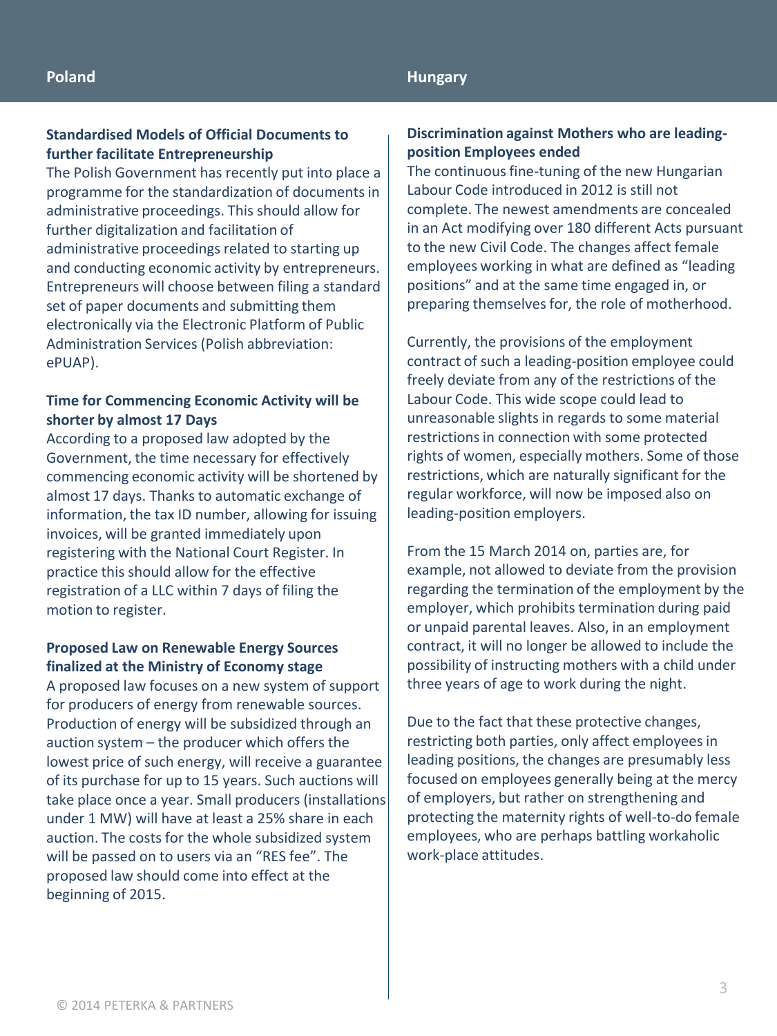## Poland

### Standardised Models of Official Documents to further facilitate Entrepreneurship

The Polish Government has recently put into place a programme for the standardization of documents in administrative proceedings. This should allow for further digitalization and facilitation of administrative proceedings related to starting up and conducting economic activity by entrepreneurs. Entrepreneurs will choose between filing a standard set of paper documents and submitting them electronically via the Electronic Platform of Public Administration Services (Polish abbreviation: ePUAP).

### Time for Commencing Economic Activity will be shorter by almost 17 Days

According to a proposed law adopted by the Government, the time necessary for effectively commencing economic activity will be shortened by almost 17 days. Thanks to automatic exchange of information, the tax ID number, allowing for issuing invoices, will be granted immediately upon registering with the National Court Register. In practice this should allow for the effective registration of a LLC within 7 days of filing the motion to register.

### Proposed Law on Renewable Energy Sources finalized at the Ministry of Economy stage

A proposed law focuses on a new system of support for producers of energy from renewable sources. Production of energy will be subsidized through an auction system – the producer which offers the lowest price of such energy, will receive a guarantee of its purchase for up to 15 years. Such auctions will take place once a year. Small producers (installations under 1 MW) will have at least a 25% share in each auction. The costs for the whole subsidized system will be passed on to users via an "RES fee". The proposed law should come into effect at the beginning of 2015.

## Hungary

### Discrimination against Mothers who are leading-position Employees ended

The continuous fine-tuning of the new Hungarian Labour Code introduced in 2012 is still not complete. The newest amendments are concealed in an Act modifying over 180 different Acts pursuant to the new Civil Code. The changes affect female employees working in what are defined as "leading positions" and at the same time engaged in, or preparing themselves for, the role of motherhood.

Currently, the provisions of the employment contract of such a leading-position employee could freely deviate from any of the restrictions of the Labour Code. This wide scope could lead to unreasonable slights in regards to some material restrictions in connection with some protected rights of women, especially mothers. Some of those restrictions, which are naturally significant for the regular workforce, will now be imposed also on leading-position employers.

From the 15 March 2014 on, parties are, for example, not allowed to deviate from the provision regarding the termination of the employment by the employer, which prohibits termination during paid or unpaid parental leaves. Also, in an employment contract, it will no longer be allowed to include the possibility of instructing mothers with a child under three years of age to work during the night.

Due to the fact that these protective changes, restricting both parties, only affect employees in leading positions, the changes are presumably less focused on employees generally being at the mercy of employers, but rather on strengthening and protecting the maternity rights of well-to-do female employees, who are perhaps battling workaholic work-place attitudes.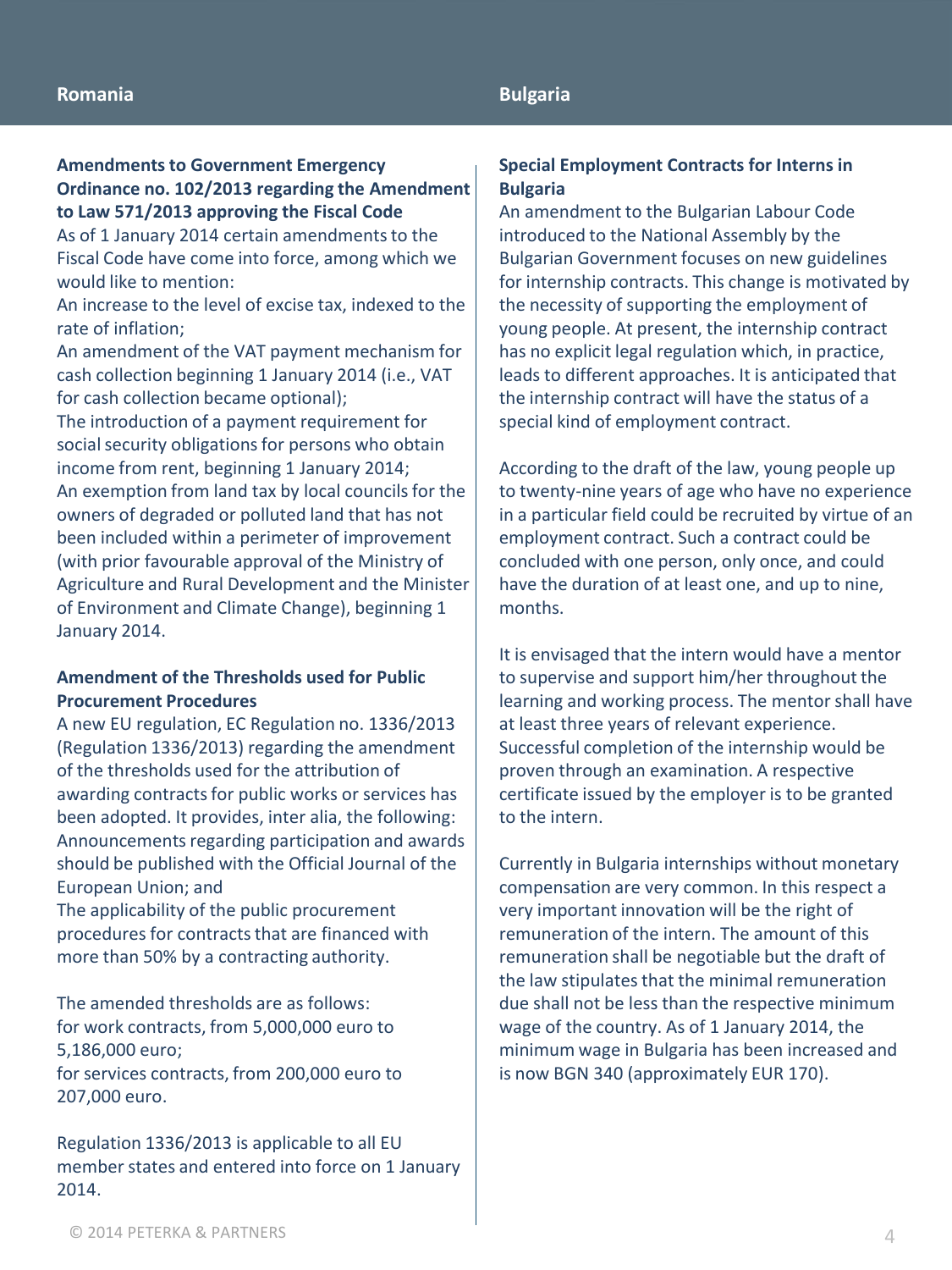## Romania

### Amendments to Government Emergency Ordinance no. 102/2013 regarding the Amendment to Law 571/2013 approving the Fiscal Code

As of 1 January 2014 certain amendments to the Fiscal Code have come into force, among which we would like to mention:

An increase to the level of excise tax, indexed to the rate of inflation;

An amendment of the VAT payment mechanism for cash collection beginning 1 January 2014 (i.e., VAT for cash collection became optional);

The introduction of a payment requirement for social security obligations for persons who obtain income from rent, beginning 1 January 2014;

An exemption from land tax by local councils for the owners of degraded or polluted land that has not been included within a perimeter of improvement (with prior favourable approval of the Ministry of Agriculture and Rural Development and the Minister of Environment and Climate Change), beginning 1 January 2014.

### Amendment of the Thresholds used for Public Procurement Procedures

A new EU regulation, EC Regulation no. 1336/2013 (Regulation 1336/2013) regarding the amendment of the thresholds used for the attribution of awarding contracts for public works or services has been adopted. It provides, inter alia, the following:

Announcements regarding participation and awards should be published with the Official Journal of the European Union; and

The applicability of the public procurement procedures for contracts that are financed with more than 50% by a contracting authority.

The amended thresholds are as follows:

for work contracts, from 5,000,000 euro to 5,186,000 euro;

for services contracts, from 200,000 euro to 207,000 euro.

Regulation 1336/2013 is applicable to all EU member states and entered into force on 1 January 2014.

## Bulgaria

### Special Employment Contracts for Interns in Bulgaria

An amendment to the Bulgarian Labour Code introduced to the National Assembly by the Bulgarian Government focuses on new guidelines for internship contracts. This change is motivated by the necessity of supporting the employment of young people. At present, the internship contract has no explicit legal regulation which, in practice, leads to different approaches. It is anticipated that the internship contract will have the status of a special kind of employment contract.

According to the draft of the law, young people up to twenty-nine years of age who have no experience in a particular field could be recruited by virtue of an employment contract. Such a contract could be concluded with one person, only once, and could have the duration of at least one, and up to nine, months.

It is envisaged that the intern would have a mentor to supervise and support him/her throughout the learning and working process. The mentor shall have at least three years of relevant experience. Successful completion of the internship would be proven through an examination. A respective certificate issued by the employer is to be granted to the intern.

Currently in Bulgaria internships without monetary compensation are very common. In this respect a very important innovation will be the right of remuneration of the intern. The amount of this remuneration shall be negotiable but the draft of the law stipulates that the minimal remuneration due shall not be less than the respective minimum wage of the country. As of 1 January 2014, the minimum wage in Bulgaria has been increased and is now BGN 340 (approximately EUR 170).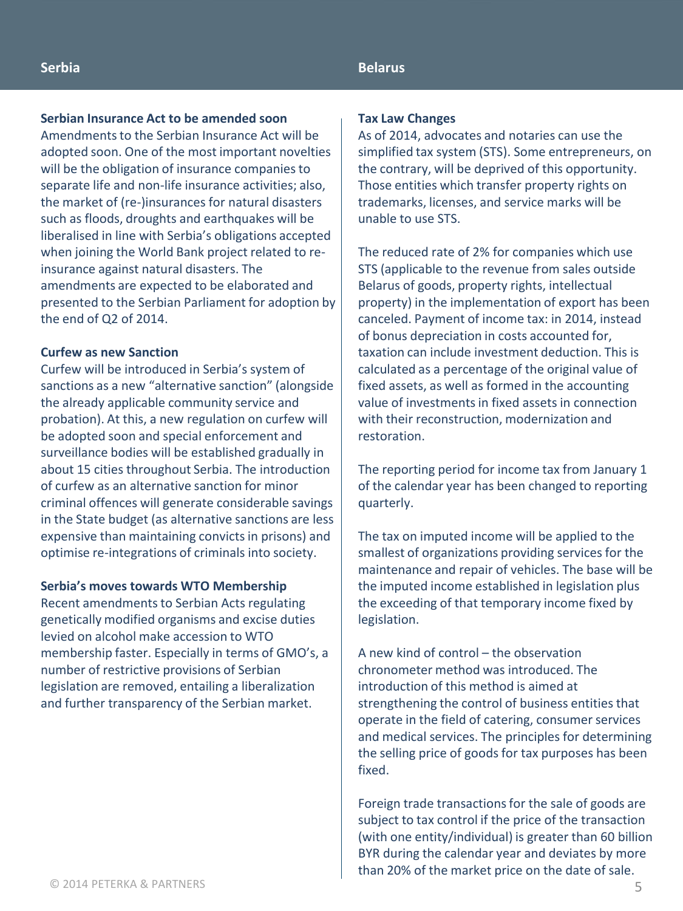# Serbia

### Serbian Insurance Act to be amended soon

Amendments to the Serbian Insurance Act will be adopted soon. One of the most important novelties will be the obligation of insurance companies to separate life and non-life insurance activities; also, the market of (re-)insurances for natural disasters such as floods, droughts and earthquakes will be liberalised in line with Serbia's obligations accepted when joining the World Bank project related to re-insurance against natural disasters. The amendments are expected to be elaborated and presented to the Serbian Parliament for adoption by the end of Q2 of 2014.

### Curfew as new Sanction

Curfew will be introduced in Serbia's system of sanctions as a new "alternative sanction" (alongside the already applicable community service and probation). At this, a new regulation on curfew will be adopted soon and special enforcement and surveillance bodies will be established gradually in about 15 cities throughout Serbia. The introduction of curfew as an alternative sanction for minor criminal offences will generate considerable savings in the State budget (as alternative sanctions are less expensive than maintaining convicts in prisons) and optimise re-integrations of criminals into society.

### Serbia's moves towards WTO Membership

Recent amendments to Serbian Acts regulating genetically modified organisms and excise duties levied on alcohol make accession to WTO membership faster. Especially in terms of GMO's, a number of restrictive provisions of Serbian legislation are removed, entailing a liberalization and further transparency of the Serbian market.

# Belarus

### Tax Law Changes

As of 2014, advocates and notaries can use the simplified tax system (STS). Some entrepreneurs, on the contrary, will be deprived of this opportunity. Those entities which transfer property rights on trademarks, licenses, and service marks will be unable to use STS.

The reduced rate of 2% for companies which use STS (applicable to the revenue from sales outside Belarus of goods, property rights, intellectual property) in the implementation of export has been canceled. Payment of income tax: in 2014, instead of bonus depreciation in costs accounted for, taxation can include investment deduction. This is calculated as a percentage of the original value of fixed assets, as well as formed in the accounting value of investments in fixed assets in connection with their reconstruction, modernization and restoration.

The reporting period for income tax from January 1 of the calendar year has been changed to reporting quarterly.

The tax on imputed income will be applied to the smallest of organizations providing services for the maintenance and repair of vehicles. The base will be the imputed income established in legislation plus the exceeding of that temporary income fixed by legislation.

A new kind of control – the observation chronometer method was introduced. The introduction of this method is aimed at strengthening the control of business entities that operate in the field of catering, consumer services and medical services. The principles for determining the selling price of goods for tax purposes has been fixed.

Foreign trade transactions for the sale of goods are subject to tax control if the price of the transaction (with one entity/individual) is greater than 60 billion BYR during the calendar year and deviates by more than 20% of the market price on the date of sale.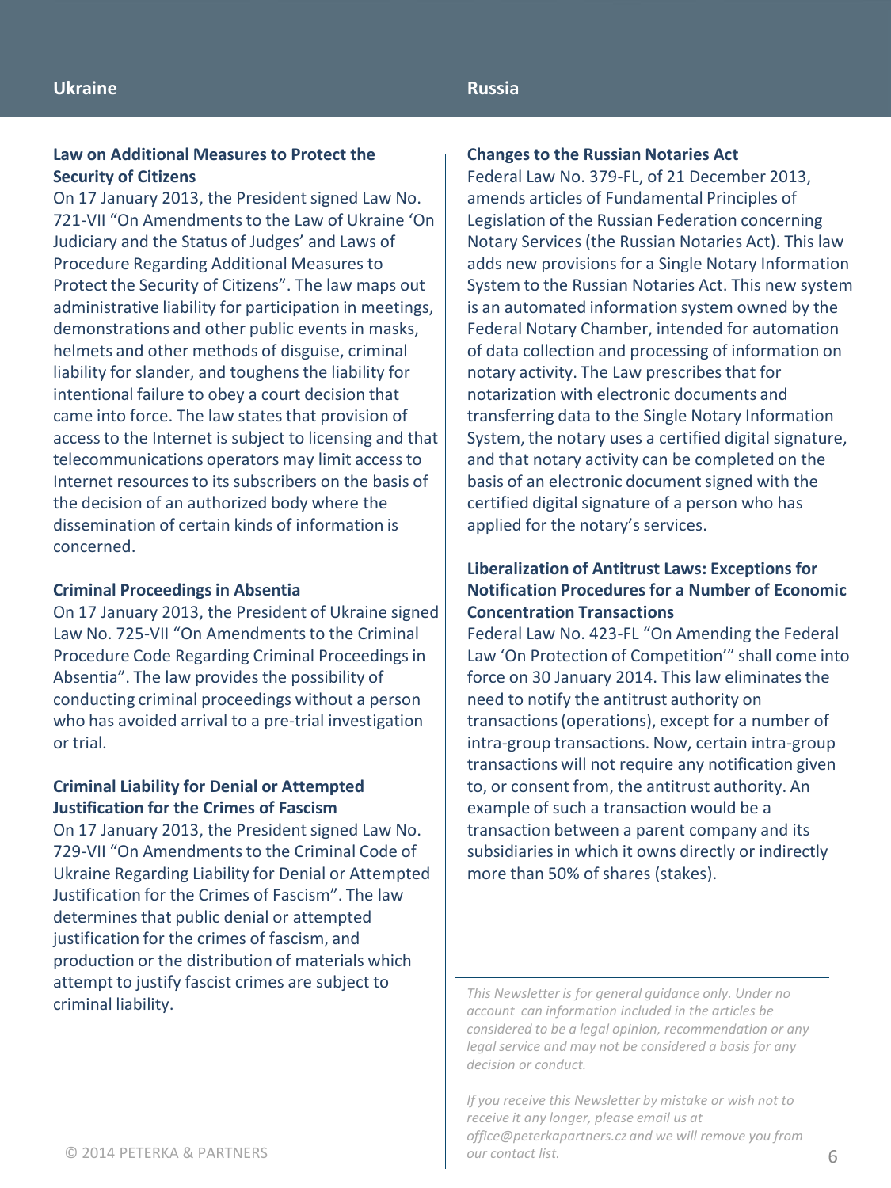## Ukraine

### Law on Additional Measures to Protect the Security of Citizens

On 17 January 2013, the President signed Law No. 721-VII "On Amendments to the Law of Ukraine 'On Judiciary and the Status of Judges' and Laws of Procedure Regarding Additional Measures to Protect the Security of Citizens". The law maps out administrative liability for participation in meetings, demonstrations and other public events in masks, helmets and other methods of disguise, criminal liability for slander, and toughens the liability for intentional failure to obey a court decision that came into force. The law states that provision of access to the Internet is subject to licensing and that telecommunications operators may limit access to Internet resources to its subscribers on the basis of the decision of an authorized body where the dissemination of certain kinds of information is concerned.

### Criminal Proceedings in Absentia

On 17 January 2013, the President of Ukraine signed Law No. 725-VII "On Amendments to the Criminal Procedure Code Regarding Criminal Proceedings in Absentia". The law provides the possibility of conducting criminal proceedings without a person who has avoided arrival to a pre-trial investigation or trial.

### Criminal Liability for Denial or Attempted Justification for the Crimes of Fascism

On 17 January 2013, the President signed Law No. 729-VII "On Amendments to the Criminal Code of Ukraine Regarding Liability for Denial or Attempted Justification for the Crimes of Fascism". The law determines that public denial or attempted justification for the crimes of fascism, and production or the distribution of materials which attempt to justify fascist crimes are subject to criminal liability.

## Russia

### Changes to the Russian Notaries Act

Federal Law No. 379-FL, of 21 December 2013, amends articles of Fundamental Principles of Legislation of the Russian Federation concerning Notary Services (the Russian Notaries Act). This law adds new provisions for a Single Notary Information System to the Russian Notaries Act. This new system is an automated information system owned by the Federal Notary Chamber, intended for automation of data collection and processing of information on notary activity. The Law prescribes that for notarization with electronic documents and transferring data to the Single Notary Information System, the notary uses a certified digital signature, and that notary activity can be completed on the basis of an electronic document signed with the certified digital signature of a person who has applied for the notary's services.

### Liberalization of Antitrust Laws: Exceptions for Notification Procedures for a Number of Economic Concentration Transactions

Federal Law No. 423-FL "On Amending the Federal Law 'On Protection of Competition'" shall come into force on 30 January 2014. This law eliminates the need to notify the antitrust authority on transactions (operations), except for a number of intra-group transactions. Now, certain intra-group transactions will not require any notification given to, or consent from, the antitrust authority. An example of such a transaction would be a transaction between a parent company and its subsidiaries in which it owns directly or indirectly more than 50% of shares (stakes).

---

*This Newsletter is for general guidance only. Under no account can information included in the articles be considered to be a legal opinion, recommendation or any legal service and may not be considered a basis for any decision or conduct.*

*If you receive this Newsletter by mistake or wish not to receive it any longer, please email us at office@peterkapartners.cz and we will remove you from our contact list.*

© 2014 PETERKA & PARTNERS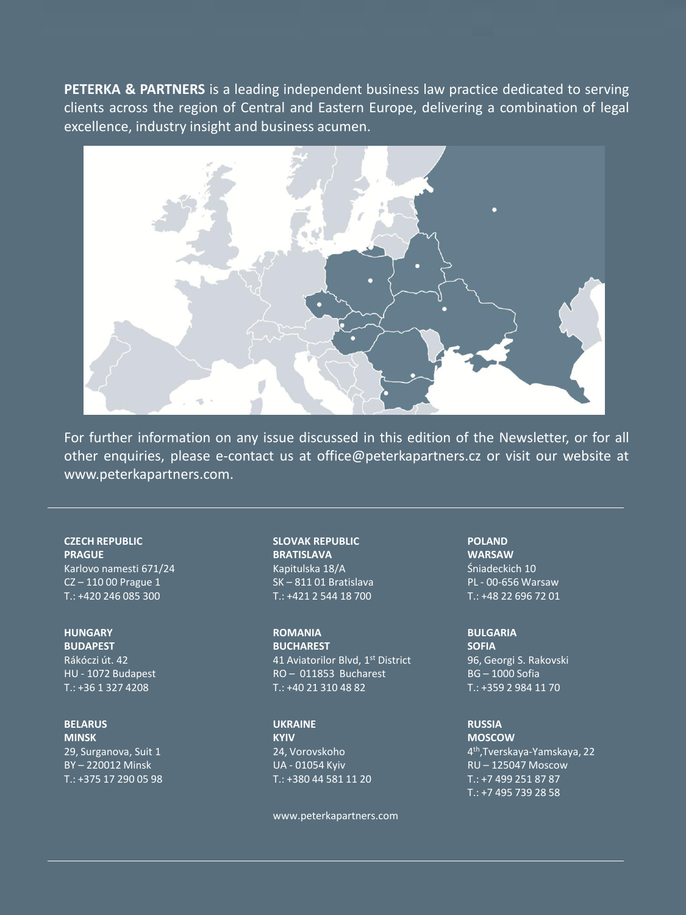**PETERKA & PARTNERS** is a leading independent business law practice dedicated to serving clients across the region of Central and Eastern Europe, delivering a combination of legal excellence, industry insight and business acumen.

For further information on any issue discussed in this edition of the Newsletter, or for all other enquiries, please e-contact us at office@peterkapartners.cz or visit our website at www.peterkapartners.com.

---

**CZECH REPUBLIC**
**PRAGUE**
Karlovo namesti 671/24
CZ – 110 00 Prague 1
T.: +420 246 085 300

**SLOVAK REPUBLIC**
**BRATISLAVA**
Kapitulska 18/A
SK – 811 01 Bratislava
T.: +421 2 544 18 700

**POLAND**
**WARSAW**
Śniadeckich 10
PL - 00-656 Warsaw
T.: +48 22 696 72 01

**HUNGARY**
**BUDAPEST**
Rákóczi út. 42
HU - 1072 Budapest
T.: +36 1 327 4208

**ROMANIA**
**BUCHAREST**
41 Aviatorilor Blvd, 1st District
RO – 011853 Bucharest
T.: +40 21 310 48 82

**BULGARIA**
**SOFIA**
96, Georgi S. Rakovski
BG – 1000 Sofia
T.: +359 2 984 11 70

**BELARUS**
**MINSK**
29, Surganova, Suit 1
BY – 220012 Minsk
T.: +375 17 290 05 98

**UKRAINE**
**KYIV**
24, Vorovskoho
UA - 01054 Kyiv
T.: +380 44 581 11 20

**RUSSIA**
**MOSCOW**
4th,Tverskaya-Yamskaya, 22
RU – 125047 Moscow
T.: +7 499 251 87 87
T.: +7 495 739 28 58

www.peterkapartners.com